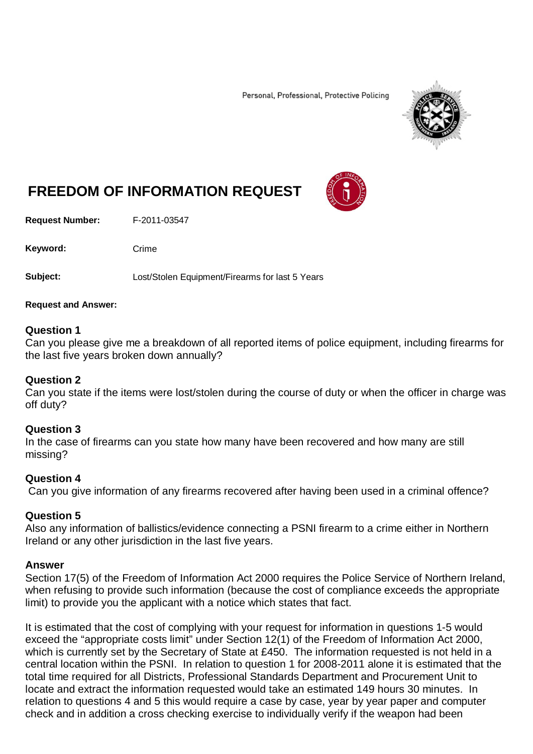Personal, Professional, Protective Policing

# FREEDOM OF INFORMATION REQUEST

**Request Number:** F-2011-03547

**Keyword:** Crime

**Subject:** Lost/Stolen Equipment/Firearms for last 5 Years

**Request and Answer:**

### Question 1
Can you please give me a breakdown of all reported items of police equipment, including firearms for the last five years broken down annually?

### Question 2
Can you state if the items were lost/stolen during the course of duty or when the officer in charge was off duty?

### Question 3
In the case of firearms can you state how many have been recovered and how many are still missing?

### Question 4
Can you give information of any firearms recovered after having been used in a criminal offence?

### Question 5
Also any information of ballistics/evidence connecting a PSNI firearm to a crime either in Northern Ireland or any other jurisdiction in the last five years.

### Answer
Section 17(5) of the Freedom of Information Act 2000 requires the Police Service of Northern Ireland, when refusing to provide such information (because the cost of compliance exceeds the appropriate limit) to provide you the applicant with a notice which states that fact.

It is estimated that the cost of complying with your request for information in questions 1-5 would exceed the "appropriate costs limit" under Section 12(1) of the Freedom of Information Act 2000, which is currently set by the Secretary of State at £450. The information requested is not held in a central location within the PSNI. In relation to question 1 for 2008-2011 alone it is estimated that the total time required for all Districts, Professional Standards Department and Procurement Unit to locate and extract the information requested would take an estimated 149 hours 30 minutes. In relation to questions 4 and 5 this would require a case by case, year by year paper and computer check and in addition a cross checking exercise to individually verify if the weapon had been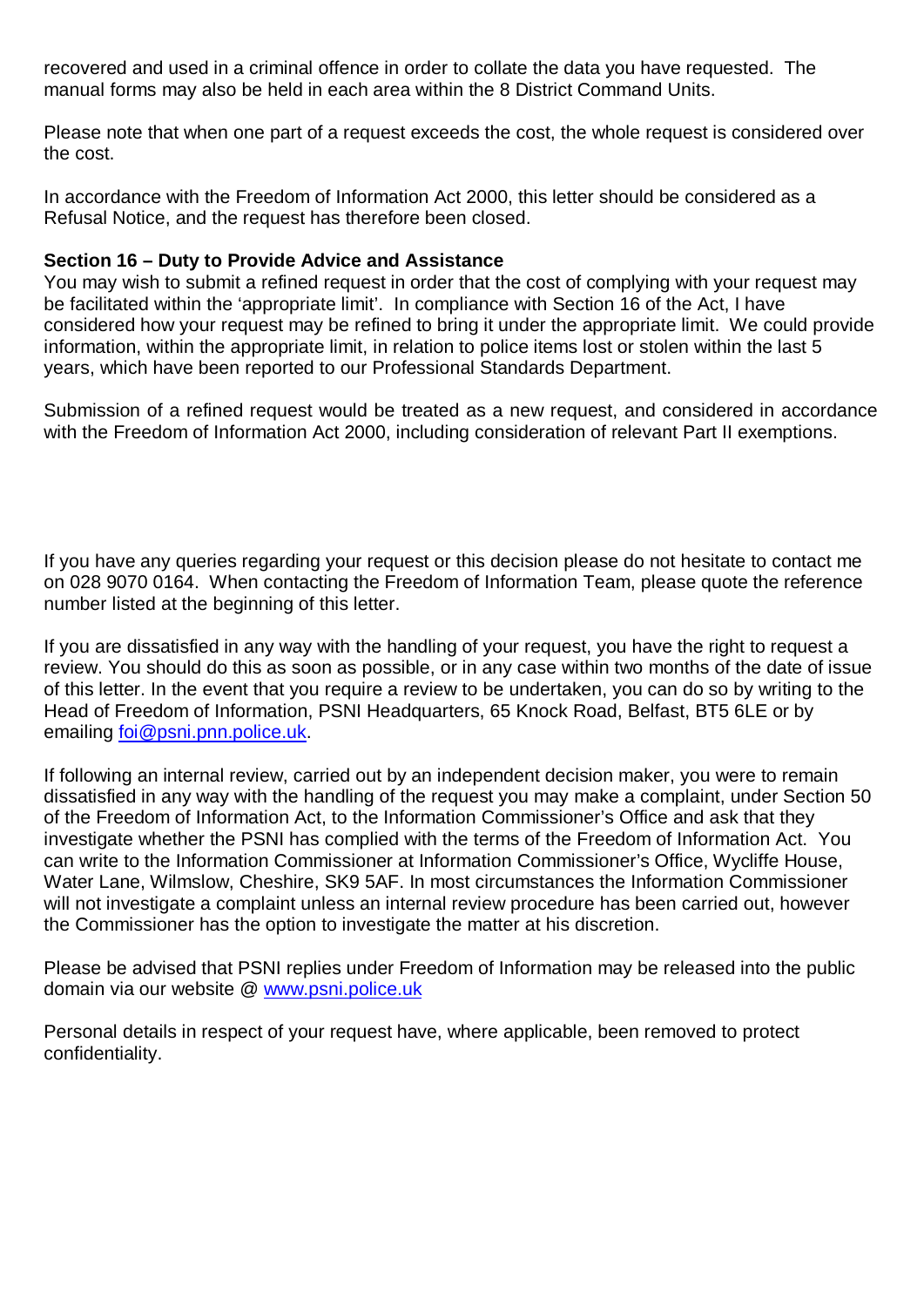recovered and used in a criminal offence in order to collate the data you have requested. The manual forms may also be held in each area within the 8 District Command Units.

Please note that when one part of a request exceeds the cost, the whole request is considered over the cost.

In accordance with the Freedom of Information Act 2000, this letter should be considered as a Refusal Notice, and the request has therefore been closed.

**Section 16 – Duty to Provide Advice and Assistance**
You may wish to submit a refined request in order that the cost of complying with your request may be facilitated within the 'appropriate limit'. In compliance with Section 16 of the Act, I have considered how your request may be refined to bring it under the appropriate limit. We could provide information, within the appropriate limit, in relation to police items lost or stolen within the last 5 years, which have been reported to our Professional Standards Department.

Submission of a refined request would be treated as a new request, and considered in accordance with the Freedom of Information Act 2000, including consideration of relevant Part II exemptions.

If you have any queries regarding your request or this decision please do not hesitate to contact me on 028 9070 0164. When contacting the Freedom of Information Team, please quote the reference number listed at the beginning of this letter.

If you are dissatisfied in any way with the handling of your request, you have the right to request a review. You should do this as soon as possible, or in any case within two months of the date of issue of this letter. In the event that you require a review to be undertaken, you can do so by writing to the Head of Freedom of Information, PSNI Headquarters, 65 Knock Road, Belfast, BT5 6LE or by emailing [foi@psni.pnn.police.uk](mailto:foi@psni.pnn.police.uk).

If following an internal review, carried out by an independent decision maker, you were to remain dissatisfied in any way with the handling of the request you may make a complaint, under Section 50 of the Freedom of Information Act, to the Information Commissioner's Office and ask that they investigate whether the PSNI has complied with the terms of the Freedom of Information Act. You can write to the Information Commissioner at Information Commissioner's Office, Wycliffe House, Water Lane, Wilmslow, Cheshire, SK9 5AF. In most circumstances the Information Commissioner will not investigate a complaint unless an internal review procedure has been carried out, however the Commissioner has the option to investigate the matter at his discretion.

Please be advised that PSNI replies under Freedom of Information may be released into the public domain via our website @ [www.psni.police.uk](http://www.psni.police.uk)

Personal details in respect of your request have, where applicable, been removed to protect confidentiality.